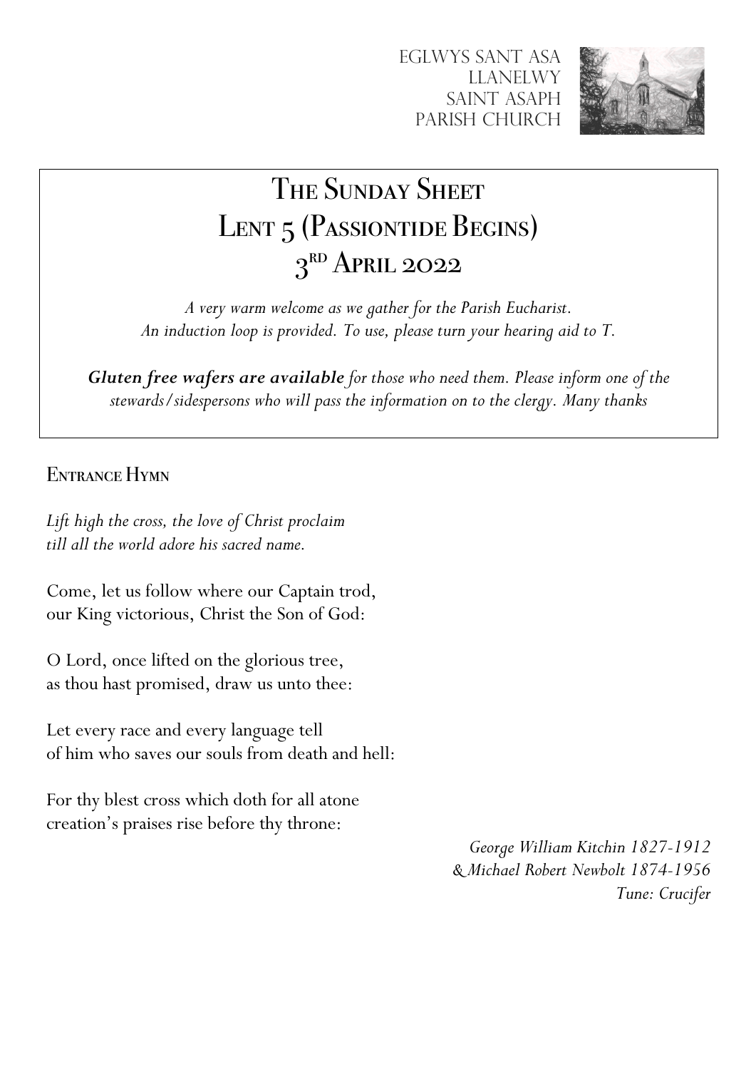EGLWYS SANT ASA
LLANELWY
SAINT ASAPH
PARISH CHURCH

# The Sunday Sheet
# Lent 5 (Passiontide Begins)
# 3rd April 2022

*A very warm welcome as we gather for the Parish Eucharist.*
*An induction loop is provided. To use, please turn your hearing aid to T.*

***Gluten free wafers are available** for those who need them. Please inform one of the stewards/sidespersons who will pass the information on to the clergy. Many thanks*

## Entrance Hymn

*Lift high the cross, the love of Christ proclaim*
*till all the world adore his sacred name.*

Come, let us follow where our Captain trod,
our King victorious, Christ the Son of God:

O Lord, once lifted on the glorious tree,
as thou hast promised, draw us unto thee:

Let every race and every language tell
of him who saves our souls from death and hell:

For thy blest cross which doth for all atone
creation's praises rise before thy throne:

*George William Kitchin 1827-1912*
*& Michael Robert Newbolt 1874-1956*
*Tune: Crucifer*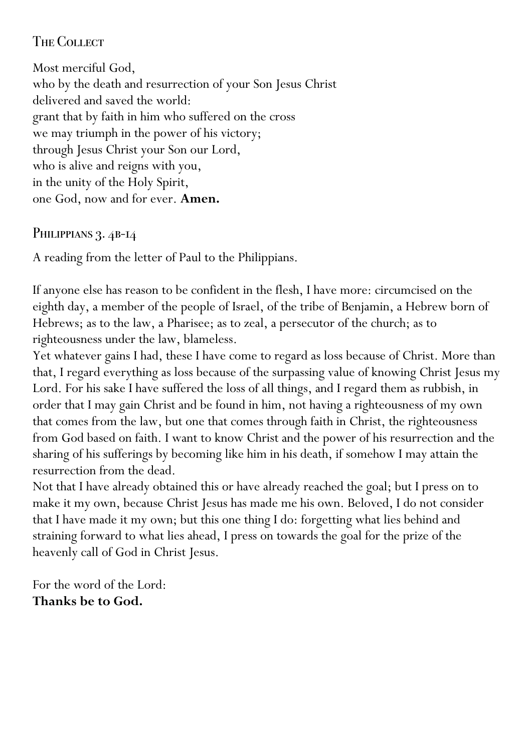## The Collect

Most merciful God,
who by the death and resurrection of your Son Jesus Christ
delivered and saved the world:
grant that by faith in him who suffered on the cross
we may triumph in the power of his victory;
through Jesus Christ your Son our Lord,
who is alive and reigns with you,
in the unity of the Holy Spirit,
one God, now and for ever. **Amen.**

## Philippians 3. 4b-14

A reading from the letter of Paul to the Philippians.

If anyone else has reason to be confident in the flesh, I have more: circumcised on the eighth day, a member of the people of Israel, of the tribe of Benjamin, a Hebrew born of Hebrews; as to the law, a Pharisee; as to zeal, a persecutor of the church; as to righteousness under the law, blameless.

Yet whatever gains I had, these I have come to regard as loss because of Christ. More than that, I regard everything as loss because of the surpassing value of knowing Christ Jesus my Lord. For his sake I have suffered the loss of all things, and I regard them as rubbish, in order that I may gain Christ and be found in him, not having a righteousness of my own that comes from the law, but one that comes through faith in Christ, the righteousness from God based on faith. I want to know Christ and the power of his resurrection and the sharing of his sufferings by becoming like him in his death, if somehow I may attain the resurrection from the dead.

Not that I have already obtained this or have already reached the goal; but I press on to make it my own, because Christ Jesus has made me his own. Beloved, I do not consider that I have made it my own; but this one thing I do: forgetting what lies behind and straining forward to what lies ahead, I press on towards the goal for the prize of the heavenly call of God in Christ Jesus.

For the word of the Lord:
**Thanks be to God.**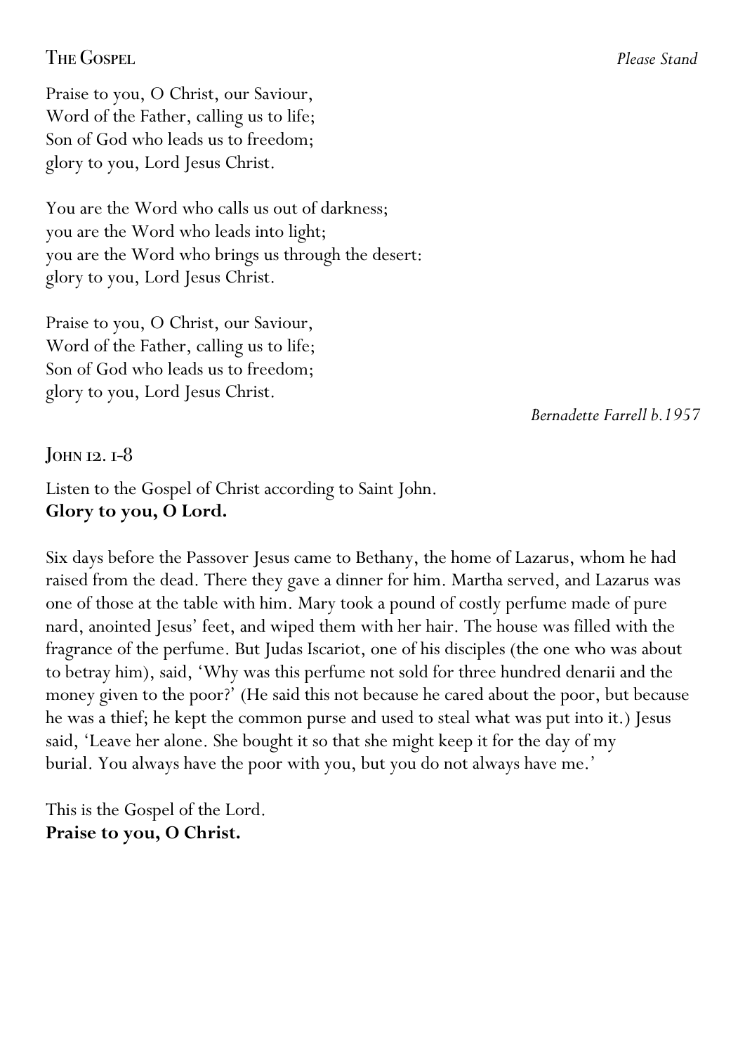## The Gospel

*Please Stand*

Praise to you, O Christ, our Saviour,
Word of the Father, calling us to life;
Son of God who leads us to freedom;
glory to you, Lord Jesus Christ.

You are the Word who calls us out of darkness;
you are the Word who leads into light;
you are the Word who brings us through the desert:
glory to you, Lord Jesus Christ.

Praise to you, O Christ, our Saviour,
Word of the Father, calling us to life;
Son of God who leads us to freedom;
glory to you, Lord Jesus Christ.

*Bernadette Farrell b.1957*

## John 12. 1-8

Listen to the Gospel of Christ according to Saint John.
**Glory to you, O Lord.**

Six days before the Passover Jesus came to Bethany, the home of Lazarus, whom he had raised from the dead. There they gave a dinner for him. Martha served, and Lazarus was one of those at the table with him. Mary took a pound of costly perfume made of pure nard, anointed Jesus' feet, and wiped them with her hair. The house was filled with the fragrance of the perfume. But Judas Iscariot, one of his disciples (the one who was about to betray him), said, 'Why was this perfume not sold for three hundred denarii and the money given to the poor?' (He said this not because he cared about the poor, but because he was a thief; he kept the common purse and used to steal what was put into it.) Jesus said, 'Leave her alone. She bought it so that she might keep it for the day of my burial. You always have the poor with you, but you do not always have me.'

This is the Gospel of the Lord.
**Praise to you, O Christ.**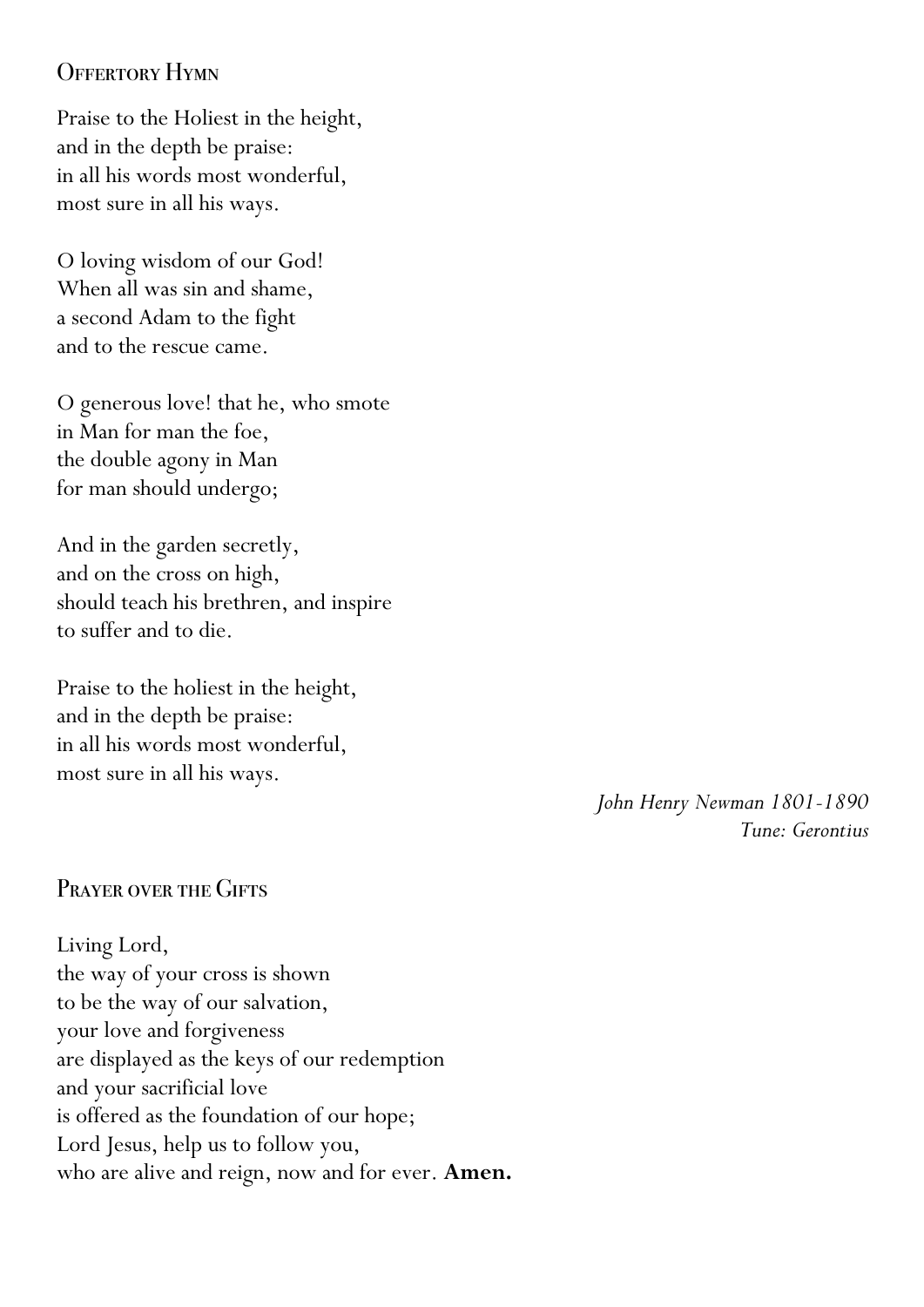## Offertory Hymn

Praise to the Holiest in the height,
and in the depth be praise:
in all his words most wonderful,
most sure in all his ways.

O loving wisdom of our God!
When all was sin and shame,
a second Adam to the fight
and to the rescue came.

O generous love! that he, who smote
in Man for man the foe,
the double agony in Man
for man should undergo;

And in the garden secretly,
and on the cross on high,
should teach his brethren, and inspire
to suffer and to die.

Praise to the holiest in the height,
and in the depth be praise:
in all his words most wonderful,
most sure in all his ways.

*John Henry Newman 1801-1890*
*Tune: Gerontius*

## Prayer over the Gifts

Living Lord,
the way of your cross is shown
to be the way of our salvation,
your love and forgiveness
are displayed as the keys of our redemption
and your sacrificial love
is offered as the foundation of our hope;
Lord Jesus, help us to follow you,
who are alive and reign, now and for ever. **Amen.**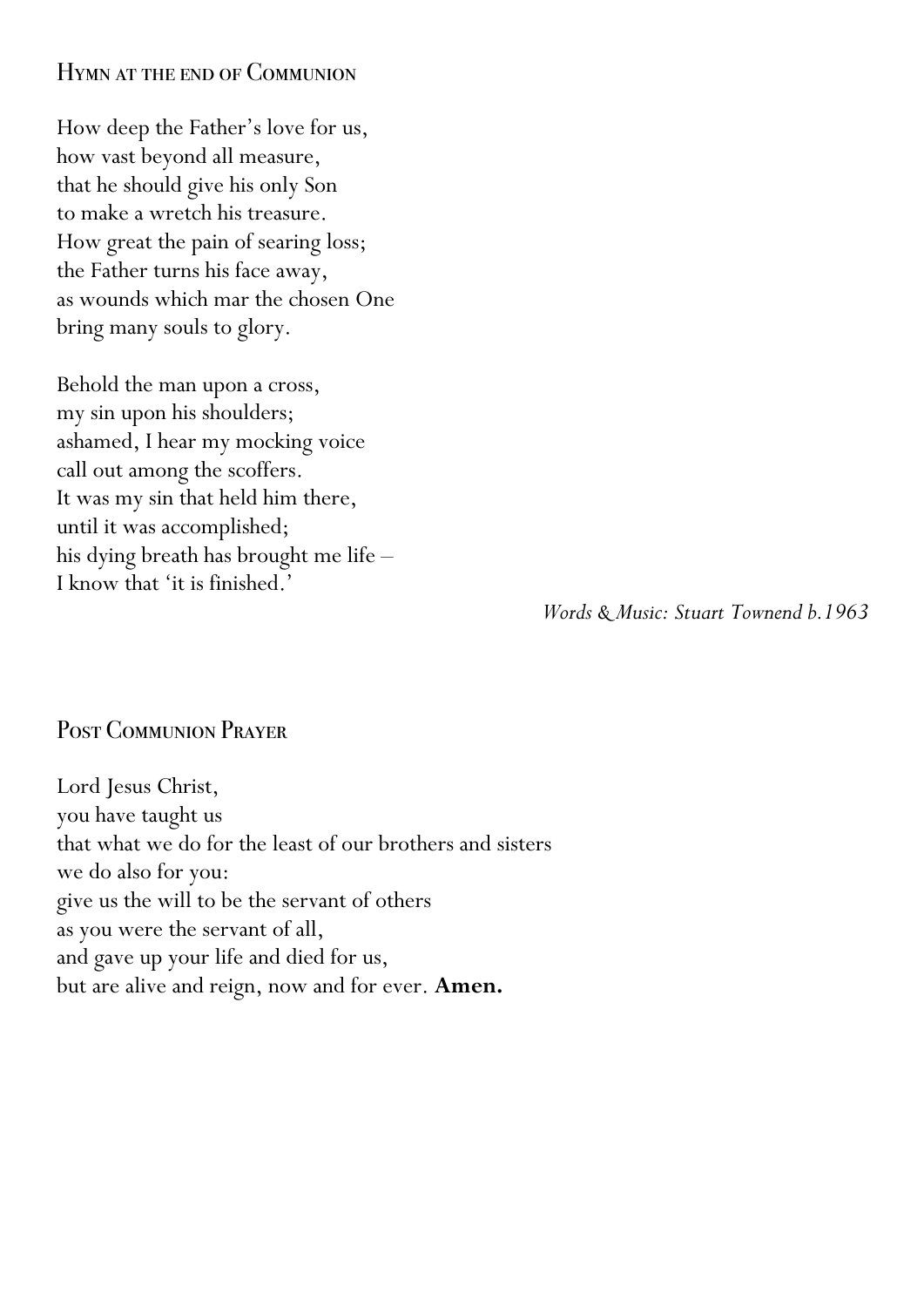## Hymn at the end of Communion

How deep the Father's love for us,
how vast beyond all measure,
that he should give his only Son
to make a wretch his treasure.
How great the pain of searing loss;
the Father turns his face away,
as wounds which mar the chosen One
bring many souls to glory.

Behold the man upon a cross,
my sin upon his shoulders;
ashamed, I hear my mocking voice
call out among the scoffers.
It was my sin that held him there,
until it was accomplished;
his dying breath has brought me life –
I know that 'it is finished.'

*Words & Music: Stuart Townend b.1963*

## Post Communion Prayer

Lord Jesus Christ,
you have taught us
that what we do for the least of our brothers and sisters
we do also for you:
give us the will to be the servant of others
as you were the servant of all,
and gave up your life and died for us,
but are alive and reign, now and for ever. **Amen.**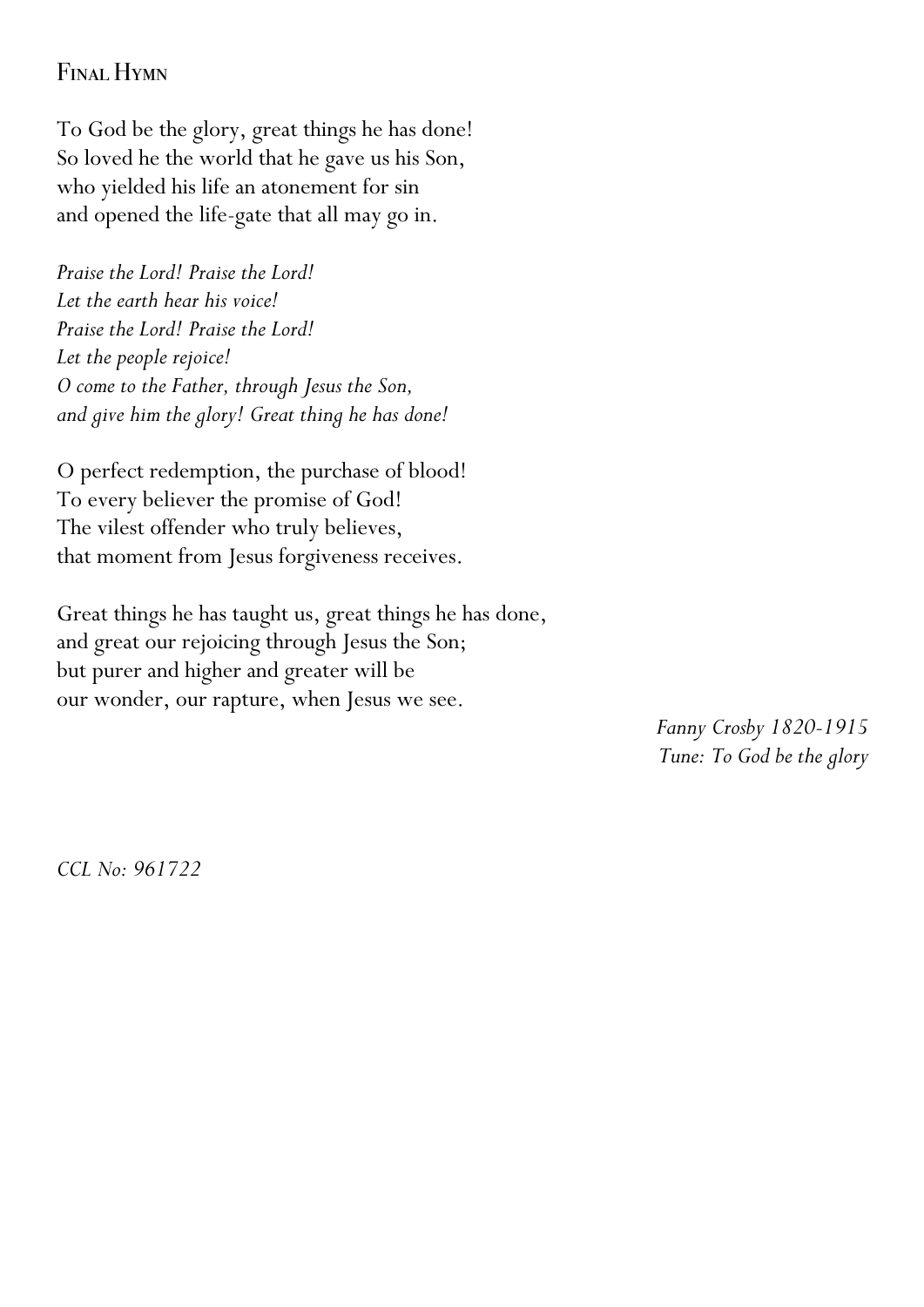## Final Hymn

To God be the glory, great things he has done!
So loved he the world that he gave us his Son,
who yielded his life an atonement for sin
and opened the life-gate that all may go in.

*Praise the Lord! Praise the Lord!*
*Let the earth hear his voice!*
*Praise the Lord! Praise the Lord!*
*Let the people rejoice!*
*O come to the Father, through Jesus the Son,*
*and give him the glory! Great thing he has done!*

O perfect redemption, the purchase of blood!
To every believer the promise of God!
The vilest offender who truly believes,
that moment from Jesus forgiveness receives.

Great things he has taught us, great things he has done,
and great our rejoicing through Jesus the Son;
but purer and higher and greater will be
our wonder, our rapture, when Jesus we see.

*Fanny Crosby 1820-1915*
*Tune: To God be the glory*

*CCL No: 961722*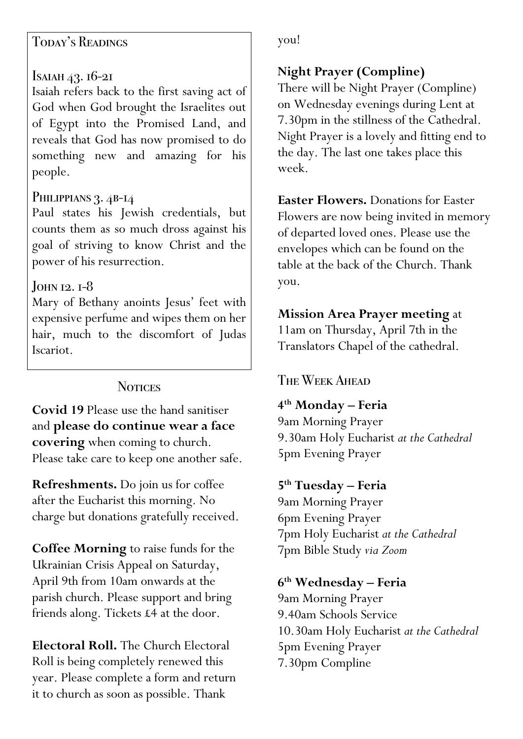## Today's Readings

### Isaiah 43. 16-21

Isaiah refers back to the first saving act of God when God brought the Israelites out of Egypt into the Promised Land, and reveals that God has now promised to do something new and amazing for his people.

### Philippians 3. 4b-14

Paul states his Jewish credentials, but counts them as so much dross against his goal of striving to know Christ and the power of his resurrection.

### John 12. 1-8

Mary of Bethany anoints Jesus' feet with expensive perfume and wipes them on her hair, much to the discomfort of Judas Iscariot.

## Notices

**Covid 19** Please use the hand sanitiser and **please do continue wear a face covering** when coming to church. Please take care to keep one another safe.

**Refreshments.** Do join us for coffee after the Eucharist this morning. No charge but donations gratefully received.

**Coffee Morning** to raise funds for the Ukrainian Crisis Appeal on Saturday, April 9th from 10am onwards at the parish church. Please support and bring friends along. Tickets £4 at the door.

**Electoral Roll.** The Church Electoral Roll is being completely renewed this year. Please complete a form and return it to church as soon as possible. Thank you!

**Night Prayer (Compline)**
There will be Night Prayer (Compline) on Wednesday evenings during Lent at 7.30pm in the stillness of the Cathedral. Night Prayer is a lovely and fitting end to the day. The last one takes place this week.

**Easter Flowers.** Donations for Easter Flowers are now being invited in memory of departed loved ones. Please use the envelopes which can be found on the table at the back of the Church. Thank you.

**Mission Area Prayer meeting** at 11am on Thursday, April 7th in the Translators Chapel of the cathedral.

## The Week Ahead

**4th Monday – Feria**
9am Morning Prayer
9.30am Holy Eucharist *at the Cathedral*
5pm Evening Prayer

**5th Tuesday – Feria**
9am Morning Prayer
6pm Evening Prayer
7pm Holy Eucharist *at the Cathedral*
7pm Bible Study *via Zoom*

**6th Wednesday – Feria**
9am Morning Prayer
9.40am Schools Service
10.30am Holy Eucharist *at the Cathedral*
5pm Evening Prayer
7.30pm Compline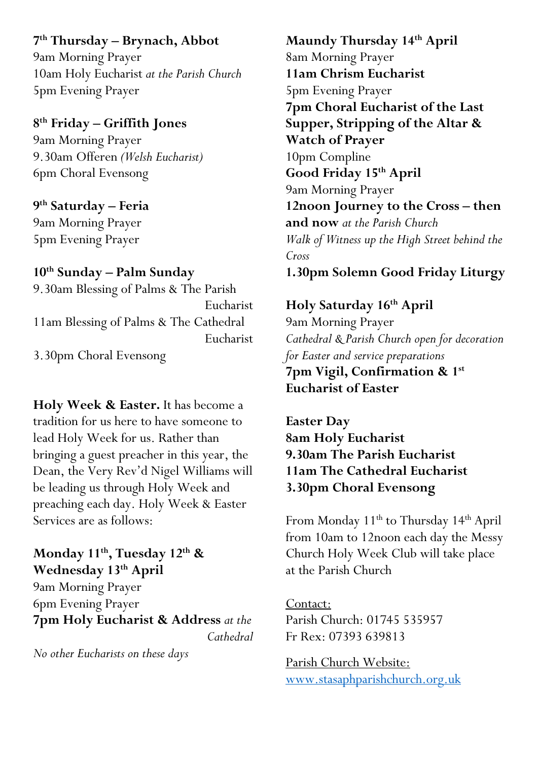**7th Thursday – Brynach, Abbot**
9am Morning Prayer
10am Holy Eucharist *at the Parish Church*
5pm Evening Prayer

**8th Friday – Griffith Jones**
9am Morning Prayer
9.30am Offeren *(Welsh Eucharist)*
6pm Choral Evensong

**9th Saturday – Feria**
9am Morning Prayer
5pm Evening Prayer

**10th Sunday – Palm Sunday**
9.30am Blessing of Palms & The Parish Eucharist
11am Blessing of Palms & The Cathedral Eucharist
3.30pm Choral Evensong

**Holy Week & Easter.** It has become a tradition for us here to have someone to lead Holy Week for us. Rather than bringing a guest preacher in this year, the Dean, the Very Rev'd Nigel Williams will be leading us through Holy Week and preaching each day. Holy Week & Easter Services are as follows:

**Monday 11th, Tuesday 12th & Wednesday 13th April**
9am Morning Prayer
6pm Evening Prayer
**7pm Holy Eucharist & Address** *at the Cathedral*
*No other Eucharists on these days*

**Maundy Thursday 14th April**
8am Morning Prayer
**11am Chrism Eucharist**
5pm Evening Prayer
**7pm Choral Eucharist of the Last Supper, Stripping of the Altar & Watch of Prayer**
10pm Compline

**Good Friday 15th April**
9am Morning Prayer
**12noon Journey to the Cross – then and now** *at the Parish Church*
*Walk of Witness up the High Street behind the Cross*
**1.30pm Solemn Good Friday Liturgy**

**Holy Saturday 16th April**
9am Morning Prayer
*Cathedral & Parish Church open for decoration for Easter and service preparations*
**7pm Vigil, Confirmation & 1st Eucharist of Easter**

**Easter Day**
**8am Holy Eucharist**
**9.30am The Parish Eucharist**
**11am The Cathedral Eucharist**
**3.30pm Choral Evensong**

From Monday 11th to Thursday 14th April from 10am to 12noon each day the Messy Church Holy Week Club will take place at the Parish Church

Contact:
Parish Church: 01745 535957
Fr Rex: 07393 639813

Parish Church Website:
www.stasaphparishchurch.org.uk